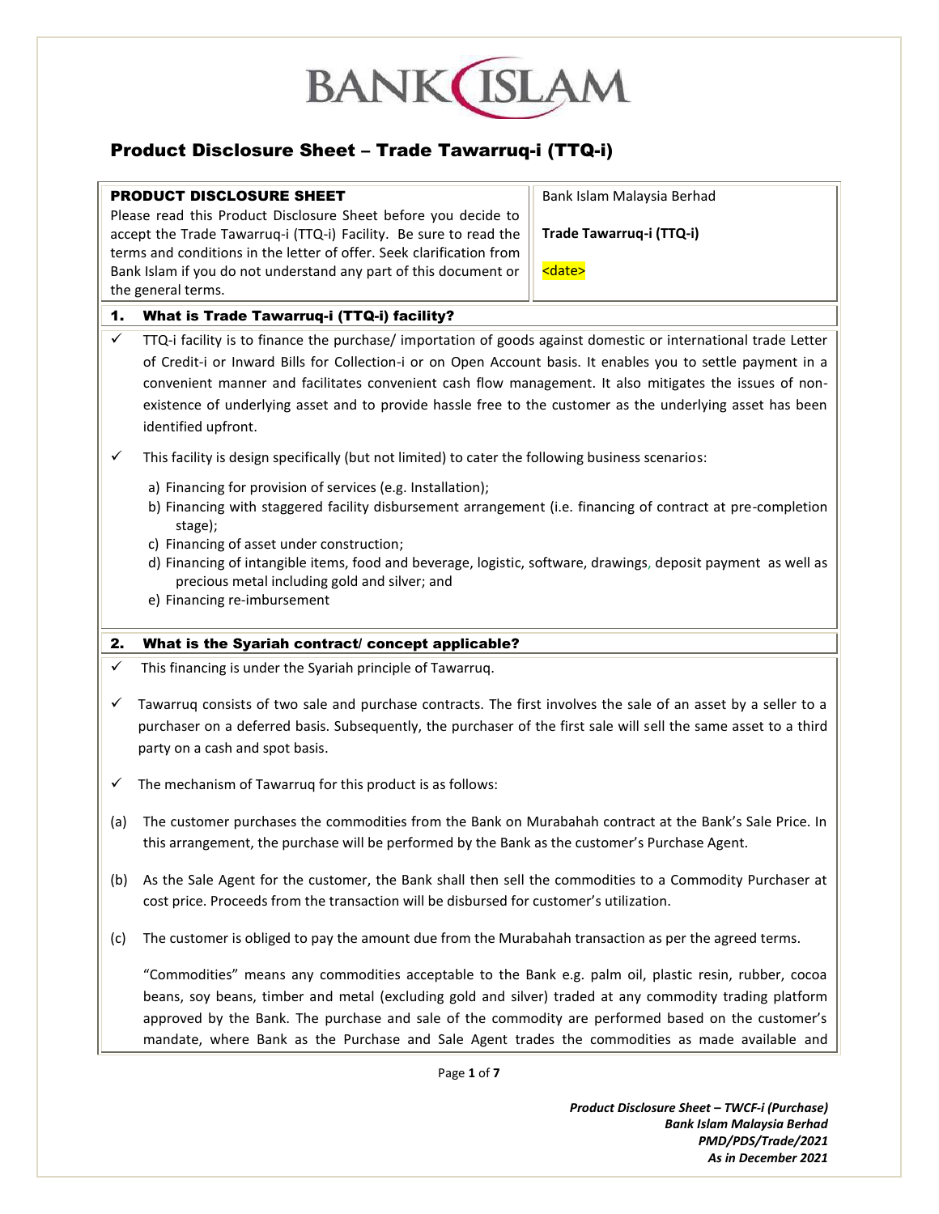BANK ISLAM

# Product Disclosure Sheet – Trade Tawarruq-i (TTQ-i)

| **PRODUCT DISCLOSURE SHEET**<br>Please read this Product Disclosure Sheet before you decide to accept the Trade Tawarruq-i (TTQ-i) Facility. Be sure to read the terms and conditions in the letter of offer. Seek clarification from Bank Islam if you do not understand any part of this document or the general terms. | Bank Islam Malaysia Berhad<br><br>**Trade Tawarruq-i (TTQ-i)**<br><br><date> |
|---|---|

## 1. What is Trade Tawarruq-i (TTQ-i) facility?

- ✓ TTQ-i facility is to finance the purchase/ importation of goods against domestic or international trade Letter of Credit-i or Inward Bills for Collection-i or on Open Account basis. It enables you to settle payment in a convenient manner and facilitates convenient cash flow management. It also mitigates the issues of non-existence of underlying asset and to provide hassle free to the customer as the underlying asset has been identified upfront.

- ✓ This facility is design specifically (but not limited) to cater the following business scenarios:

  a) Financing for provision of services (e.g. Installation);
  b) Financing with staggered facility disbursement arrangement (i.e. financing of contract at pre-completion stage);
  c) Financing of asset under construction;
  d) Financing of intangible items, food and beverage, logistic, software, drawings, deposit payment as well as precious metal including gold and silver; and
  e) Financing re-imbursement

## 2. What is the Syariah contract/ concept applicable?

- ✓ This financing is under the Syariah principle of Tawarruq.

- ✓ Tawarruq consists of two sale and purchase contracts. The first involves the sale of an asset by a seller to a purchaser on a deferred basis. Subsequently, the purchaser of the first sale will sell the same asset to a third party on a cash and spot basis.

- ✓ The mechanism of Tawarruq for this product is as follows:

(a) The customer purchases the commodities from the Bank on Murabahah contract at the Bank's Sale Price. In this arrangement, the purchase will be performed by the Bank as the customer's Purchase Agent.

(b) As the Sale Agent for the customer, the Bank shall then sell the commodities to a Commodity Purchaser at cost price. Proceeds from the transaction will be disbursed for customer's utilization.

(c) The customer is obliged to pay the amount due from the Murabahah transaction as per the agreed terms.

"Commodities" means any commodities acceptable to the Bank e.g. palm oil, plastic resin, rubber, cocoa beans, soy beans, timber and metal (excluding gold and silver) traded at any commodity trading platform approved by the Bank. The purchase and sale of the commodity are performed based on the customer's mandate, where Bank as the Purchase and Sale Agent trades the commodities as made available and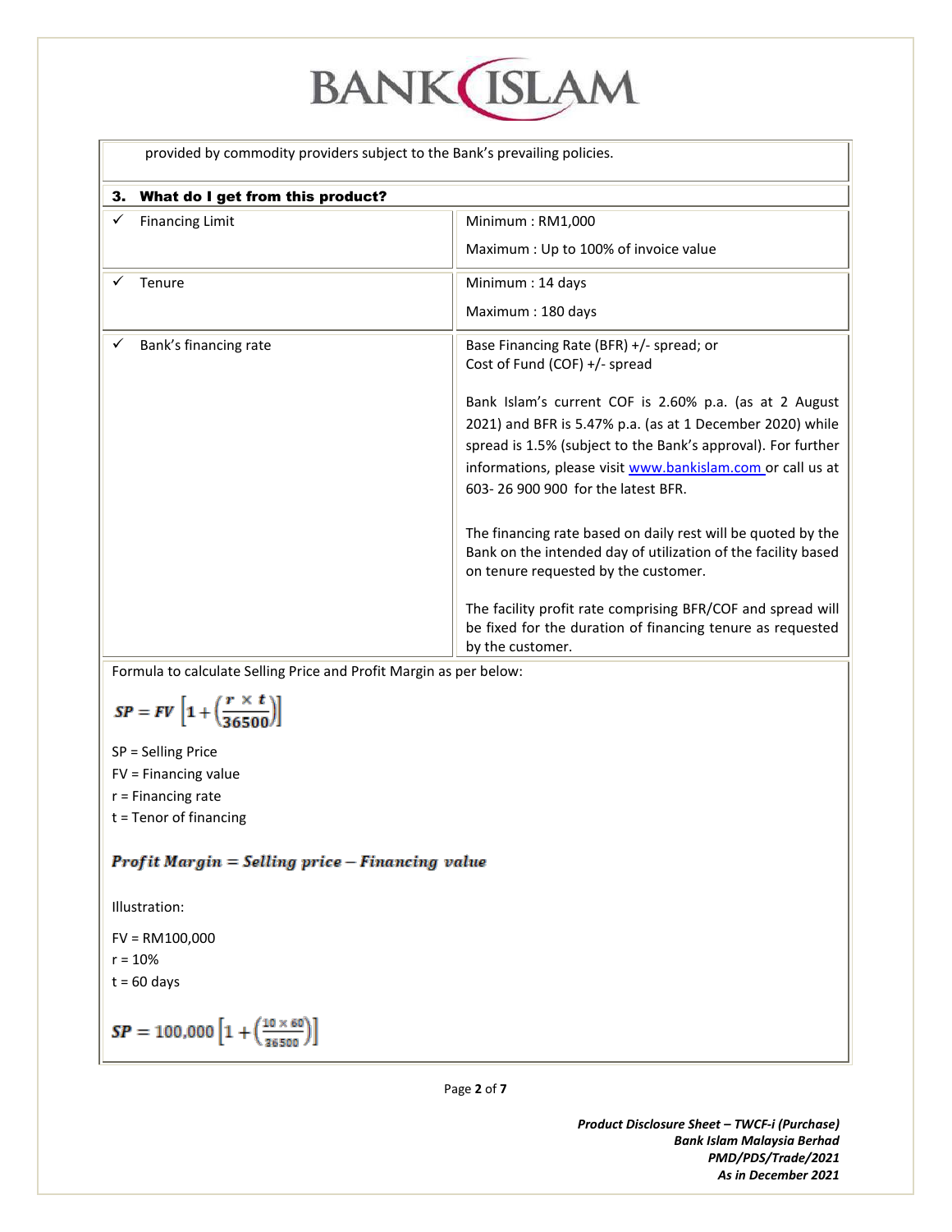provided by commodity providers subject to the Bank's prevailing policies.

### 3. What do I get from this product?

| | |
|---|---|
| ✓ Financing Limit | Minimum : RM1,000<br><br>Maximum : Up to 100% of invoice value |
| ✓ Tenure | Minimum : 14 days<br><br>Maximum : 180 days |
| ✓ Bank's financing rate | Base Financing Rate (BFR) +/- spread; or<br>Cost of Fund (COF) +/- spread<br><br>Bank Islam's current COF is 2.60% p.a. (as at 2 August 2021) and BFR is 5.47% p.a. (as at 1 December 2020) while spread is 1.5% (subject to the Bank's approval). For further informations, please visit www.bankislam.com or call us at 603- 26 900 900 for the latest BFR.<br><br>The financing rate based on daily rest will be quoted by the Bank on the intended day of utilization of the facility based on tenure requested by the customer.<br><br>The facility profit rate comprising BFR/COF and spread will be fixed for the duration of financing tenure as requested by the customer. |

Formula to calculate Selling Price and Profit Margin as per below:

$$SP = FV\left[1 + \left(\frac{r \times t}{36500}\right)\right]$$

SP = Selling Price

FV = Financing value

r = Financing rate

t = Tenor of financing

$$Profit\ Margin = Selling\ price - Financing\ value$$

Illustration:

FV = RM100,000

r = 10%

t = 60 days

$$SP = 100{,}000\left[1 + \left(\frac{10 \times 60}{36500}\right)\right]$$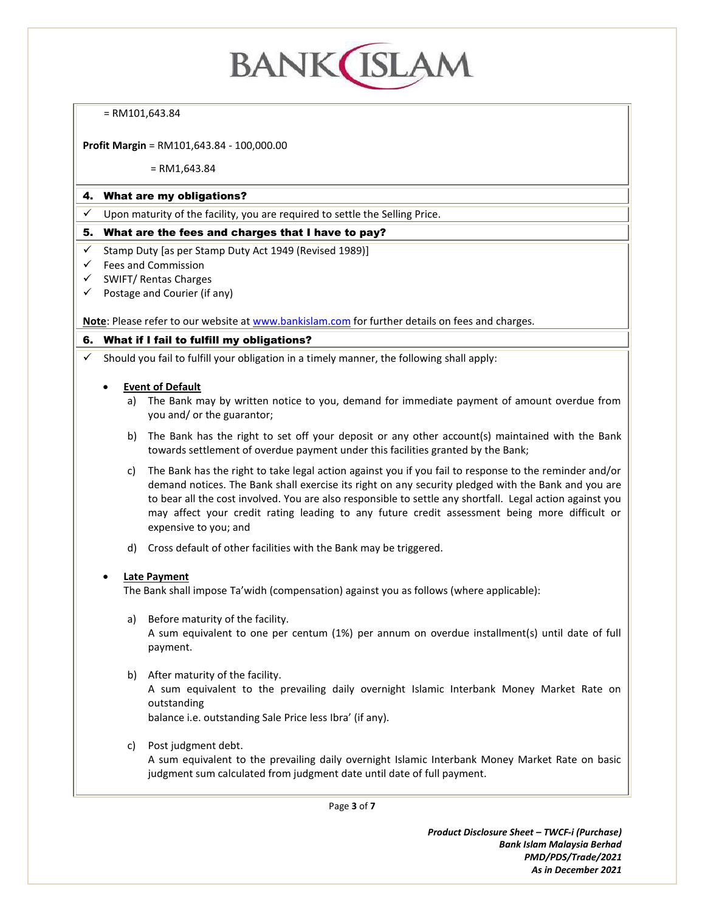= RM101,643.84

**Profit Margin** = RM101,643.84 - 100,000.00

= RM1,643.84

## 4. What are my obligations?

- ✓ Upon maturity of the facility, you are required to settle the Selling Price.

## 5. What are the fees and charges that I have to pay?

- ✓ Stamp Duty [as per Stamp Duty Act 1949 (Revised 1989)]
- ✓ Fees and Commission
- ✓ SWIFT/ Rentas Charges
- ✓ Postage and Courier (if any)

**Note**: Please refer to our website at www.bankislam.com for further details on fees and charges.

## 6. What if I fail to fulfill my obligations?

- ✓ Should you fail to fulfill your obligation in a timely manner, the following shall apply:

  - **Event of Default**
    - a) The Bank may by written notice to you, demand for immediate payment of amount overdue from you and/ or the guarantor;
    - b) The Bank has the right to set off your deposit or any other account(s) maintained with the Bank towards settlement of overdue payment under this facilities granted by the Bank;
    - c) The Bank has the right to take legal action against you if you fail to response to the reminder and/or demand notices. The Bank shall exercise its right on any security pledged with the Bank and you are to bear all the cost involved. You are also responsible to settle any shortfall. Legal action against you may affect your credit rating leading to any future credit assessment being more difficult or expensive to you; and
    - d) Cross default of other facilities with the Bank may be triggered.

  - **Late Payment**

    The Bank shall impose Ta'widh (compensation) against you as follows (where applicable):

    - a) Before maturity of the facility.
      A sum equivalent to one per centum (1%) per annum on overdue installment(s) until date of full payment.
    - b) After maturity of the facility.
      A sum equivalent to the prevailing daily overnight Islamic Interbank Money Market Rate on outstanding
      balance i.e. outstanding Sale Price less Ibra' (if any).
    - c) Post judgment debt.
      A sum equivalent to the prevailing daily overnight Islamic Interbank Money Market Rate on basic judgment sum calculated from judgment date until date of full payment.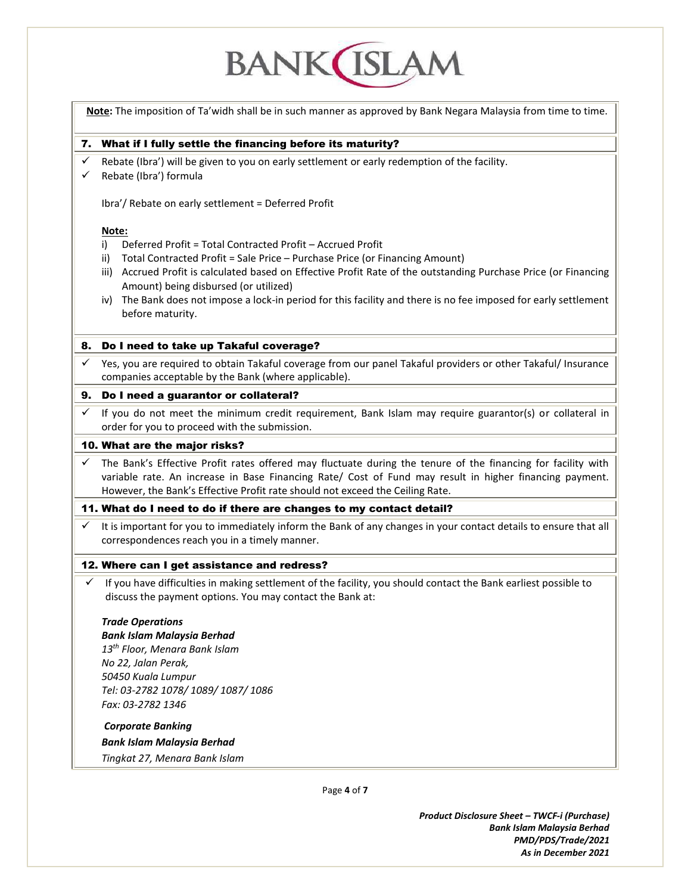**Note:** The imposition of Ta'widh shall be in such manner as approved by Bank Negara Malaysia from time to time.

## 7. What if I fully settle the financing before its maturity?

- ✓ Rebate (Ibra') will be given to you on early settlement or early redemption of the facility.
- ✓ Rebate (Ibra') formula

  Ibra'/ Rebate on early settlement = Deferred Profit

  **Note:**

  i) Deferred Profit = Total Contracted Profit – Accrued Profit
  ii) Total Contracted Profit = Sale Price – Purchase Price (or Financing Amount)
  iii) Accrued Profit is calculated based on Effective Profit Rate of the outstanding Purchase Price (or Financing Amount) being disbursed (or utilized)
  iv) The Bank does not impose a lock-in period for this facility and there is no fee imposed for early settlement before maturity.

## 8. Do I need to take up Takaful coverage?

- ✓ Yes, you are required to obtain Takaful coverage from our panel Takaful providers or other Takaful/ Insurance companies acceptable by the Bank (where applicable).

## 9. Do I need a guarantor or collateral?

- ✓ If you do not meet the minimum credit requirement, Bank Islam may require guarantor(s) or collateral in order for you to proceed with the submission.

## 10. What are the major risks?

- ✓ The Bank's Effective Profit rates offered may fluctuate during the tenure of the financing for facility with variable rate. An increase in Base Financing Rate/ Cost of Fund may result in higher financing payment. However, the Bank's Effective Profit rate should not exceed the Ceiling Rate.

## 11. What do I need to do if there are changes to my contact detail?

- ✓ It is important for you to immediately inform the Bank of any changes in your contact details to ensure that all correspondences reach you in a timely manner.

## 12. Where can I get assistance and redress?

- ✓ If you have difficulties in making settlement of the facility, you should contact the Bank earliest possible to discuss the payment options. You may contact the Bank at:

***Trade Operations***
***Bank Islam Malaysia Berhad***
*13th Floor, Menara Bank Islam*
*No 22, Jalan Perak,*
*50450 Kuala Lumpur*
*Tel: 03-2782 1078/ 1089/ 1087/ 1086*
*Fax: 03-2782 1346*

***Corporate Banking***
***Bank Islam Malaysia Berhad***
*Tingkat 27, Menara Bank Islam*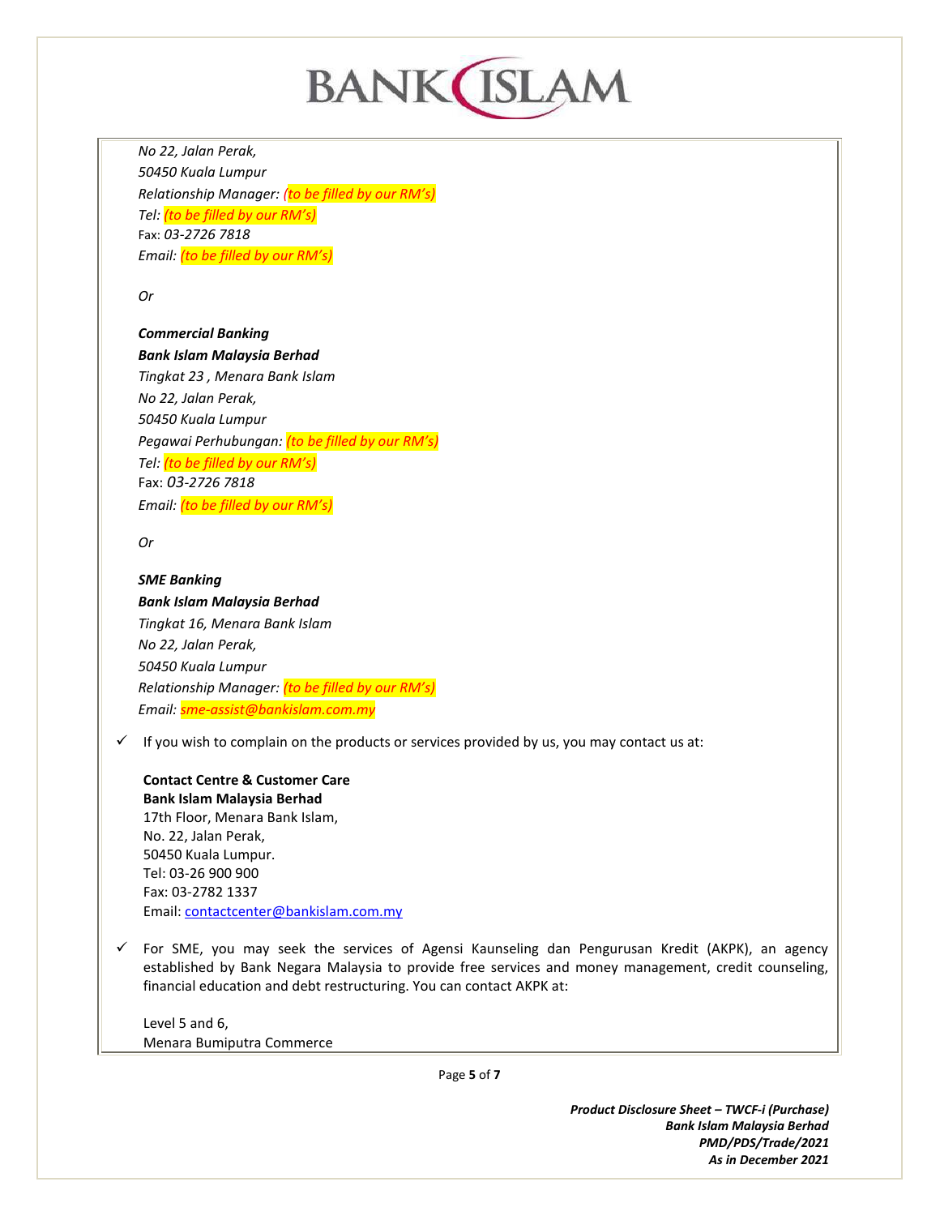*No 22, Jalan Perak,*
*50450 Kuala Lumpur*
*Relationship Manager: (to be filled by our RM's)*
*Tel: (to be filled by our RM's)*
Fax: *03-2726 7818*
*Email: (to be filled by our RM's)*

*Or*

***Commercial Banking***
***Bank Islam Malaysia Berhad***
*Tingkat 23 , Menara Bank Islam*
*No 22, Jalan Perak,*
*50450 Kuala Lumpur*
*Pegawai Perhubungan: (to be filled by our RM's)*
*Tel: (to be filled by our RM's)*
Fax: *03-2726 7818*
*Email: (to be filled by our RM's)*

*Or*

***SME Banking***
***Bank Islam Malaysia Berhad***
*Tingkat 16, Menara Bank Islam*
*No 22, Jalan Perak,*
*50450 Kuala Lumpur*
*Relationship Manager: (to be filled by our RM's)*
*Email: sme-assist@bankislam.com.my*

✓ If you wish to complain on the products or services provided by us, you may contact us at:

**Contact Centre & Customer Care**
**Bank Islam Malaysia Berhad**
17th Floor, Menara Bank Islam,
No. 22, Jalan Perak,
50450 Kuala Lumpur.
Tel: 03-26 900 900
Fax: 03-2782 1337
Email: contactcenter@bankislam.com.my

✓ For SME, you may seek the services of Agensi Kaunseling dan Pengurusan Kredit (AKPK), an agency established by Bank Negara Malaysia to provide free services and money management, credit counseling, financial education and debt restructuring. You can contact AKPK at:

Level 5 and 6,
Menara Bumiputra Commerce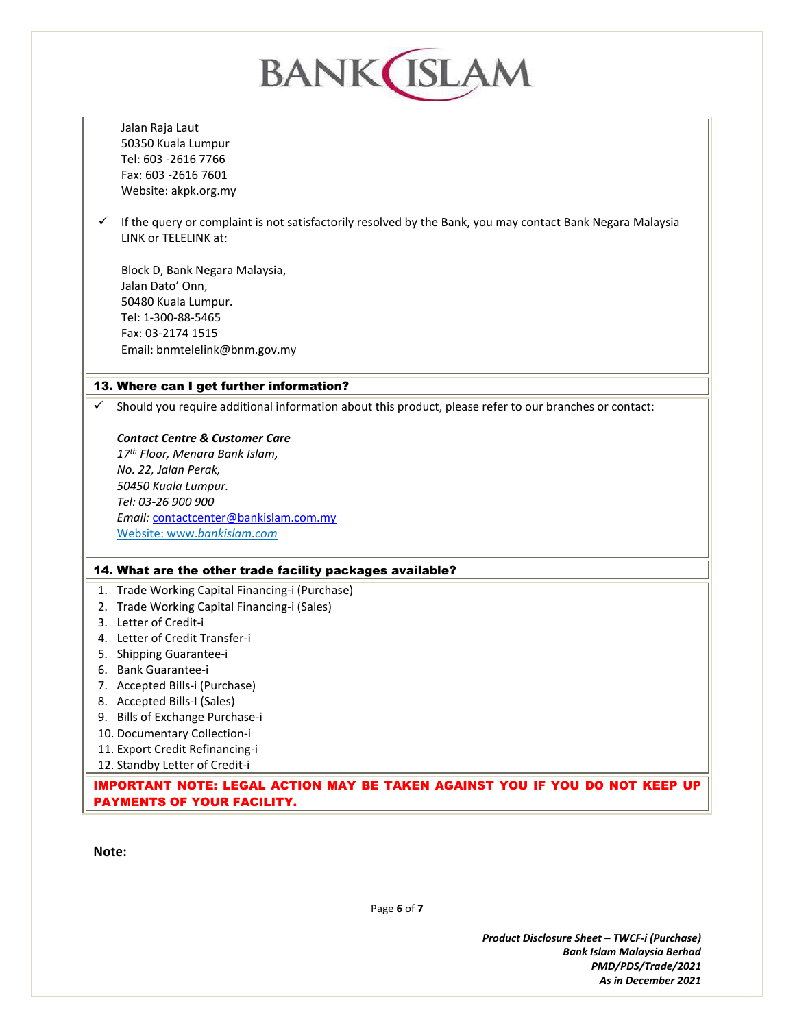Jalan Raja Laut
50350 Kuala Lumpur
Tel: 603 -2616 7766
Fax: 603 -2616 7601
Website: akpk.org.my

- ✓ If the query or complaint is not satisfactorily resolved by the Bank, you may contact Bank Negara Malaysia LINK or TELELINK at:

  Block D, Bank Negara Malaysia,
  Jalan Dato' Onn,
  50480 Kuala Lumpur.
  Tel: 1-300-88-5465
  Fax: 03-2174 1515
  Email: bnmtelelink@bnm.gov.my

## 13. Where can I get further information?

- ✓ Should you require additional information about this product, please refer to our branches or contact:

  ***Contact Centre & Customer Care***
  *17th Floor, Menara Bank Islam,*
  *No. 22, Jalan Perak,*
  *50450 Kuala Lumpur.*
  *Tel: 03-26 900 900*
  *Email:* contactcenter@bankislam.com.my
  Website: www.*bankislam.com*

## 14. What are the other trade facility packages available?

1. Trade Working Capital Financing-i (Purchase)
2. Trade Working Capital Financing-i (Sales)
3. Letter of Credit-i
4. Letter of Credit Transfer-i
5. Shipping Guarantee-i
6. Bank Guarantee-i
7. Accepted Bills-i (Purchase)
8. Accepted Bills-I (Sales)
9. Bills of Exchange Purchase-i
10. Documentary Collection-i
11. Export Credit Refinancing-i
12. Standby Letter of Credit-i

**IMPORTANT NOTE: LEGAL ACTION MAY BE TAKEN AGAINST YOU IF YOU DO NOT KEEP UP PAYMENTS OF YOUR FACILITY.**

**Note:**

*Product Disclosure Sheet – TWCF-i (Purchase)*
*Bank Islam Malaysia Berhad*
*PMD/PDS/Trade/2021*
*As in December 2021*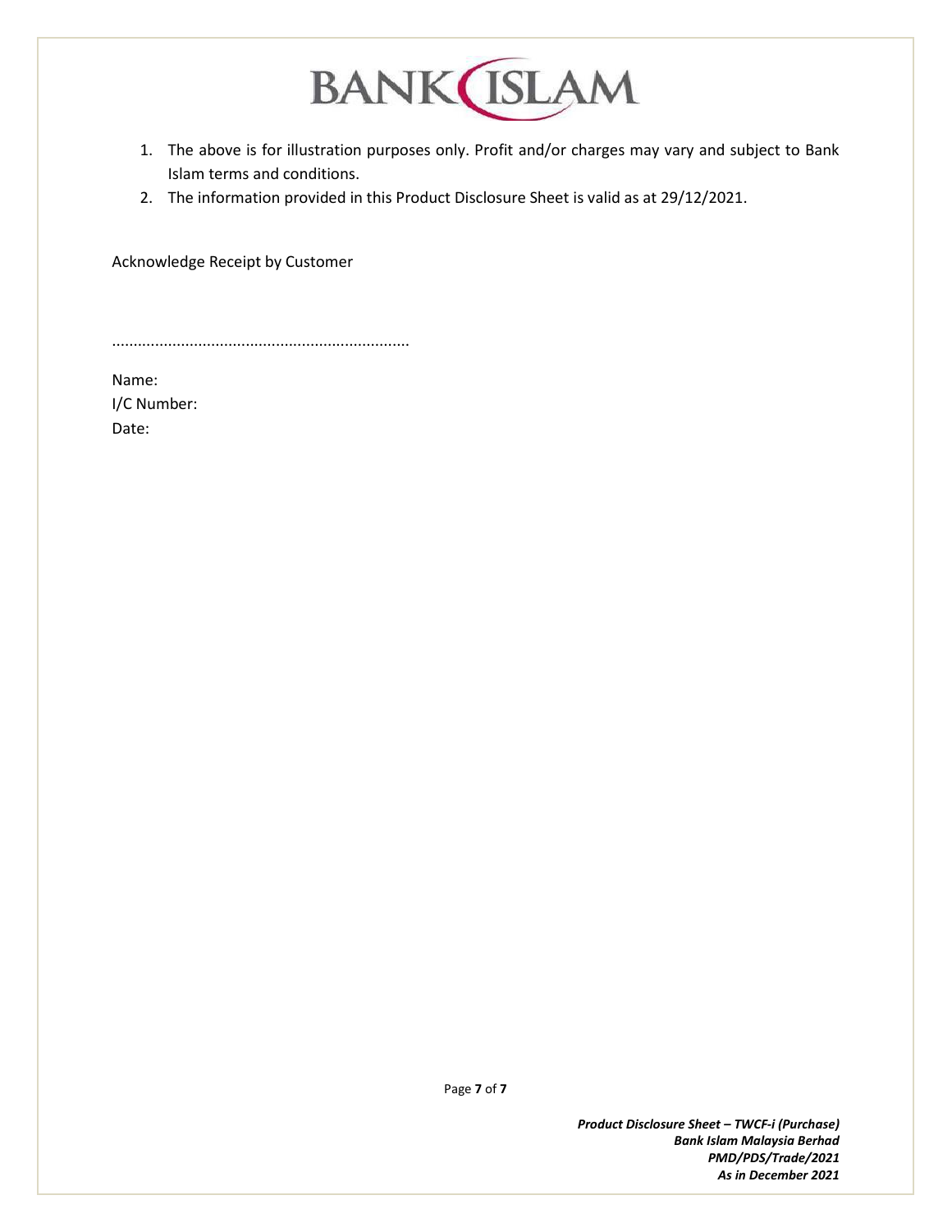1. The above is for illustration purposes only. Profit and/or charges may vary and subject to Bank Islam terms and conditions.
2. The information provided in this Product Disclosure Sheet is valid as at 29/12/2021.

Acknowledge Receipt by Customer

....................................................................

Name:
I/C Number:
Date: